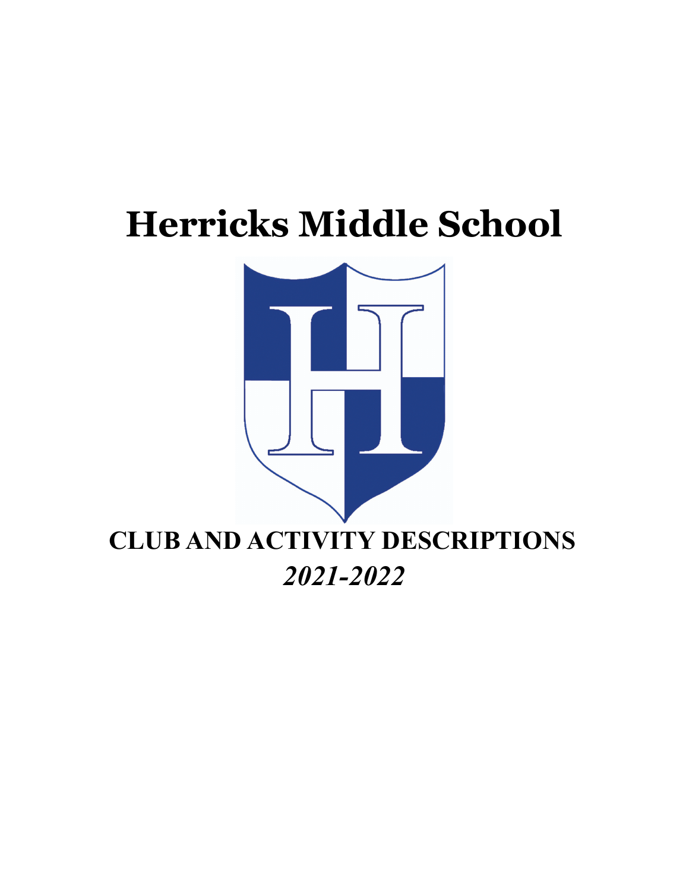# Herricks Middle School

## CLUB AND ACTIVITY DESCRIPTIONS

***2021-2022***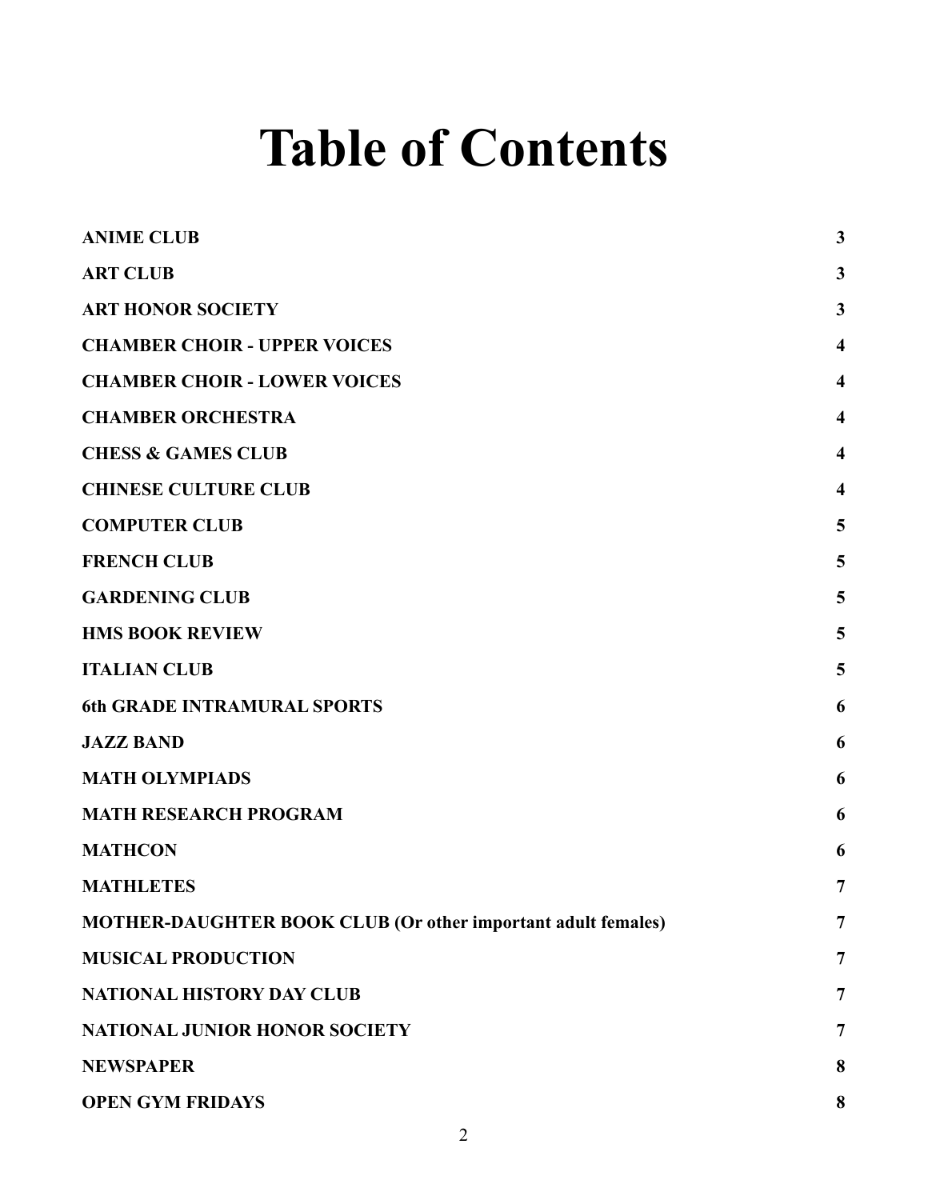# Table of Contents

| | |
|---|---|
| **ANIME CLUB** | **3** |
| **ART CLUB** | **3** |
| **ART HONOR SOCIETY** | **3** |
| **CHAMBER CHOIR - UPPER VOICES** | **4** |
| **CHAMBER CHOIR - LOWER VOICES** | **4** |
| **CHAMBER ORCHESTRA** | **4** |
| **CHESS & GAMES CLUB** | **4** |
| **CHINESE CULTURE CLUB** | **4** |
| **COMPUTER CLUB** | **5** |
| **FRENCH CLUB** | **5** |
| **GARDENING CLUB** | **5** |
| **HMS BOOK REVIEW** | **5** |
| **ITALIAN CLUB** | **5** |
| **6th GRADE INTRAMURAL SPORTS** | **6** |
| **JAZZ BAND** | **6** |
| **MATH OLYMPIADS** | **6** |
| **MATH RESEARCH PROGRAM** | **6** |
| **MATHCON** | **6** |
| **MATHLETES** | **7** |
| **MOTHER-DAUGHTER BOOK CLUB (Or other important adult females)** | **7** |
| **MUSICAL PRODUCTION** | **7** |
| **NATIONAL HISTORY DAY CLUB** | **7** |
| **NATIONAL JUNIOR HONOR SOCIETY** | **7** |
| **NEWSPAPER** | **8** |
| **OPEN GYM FRIDAYS** | **8** |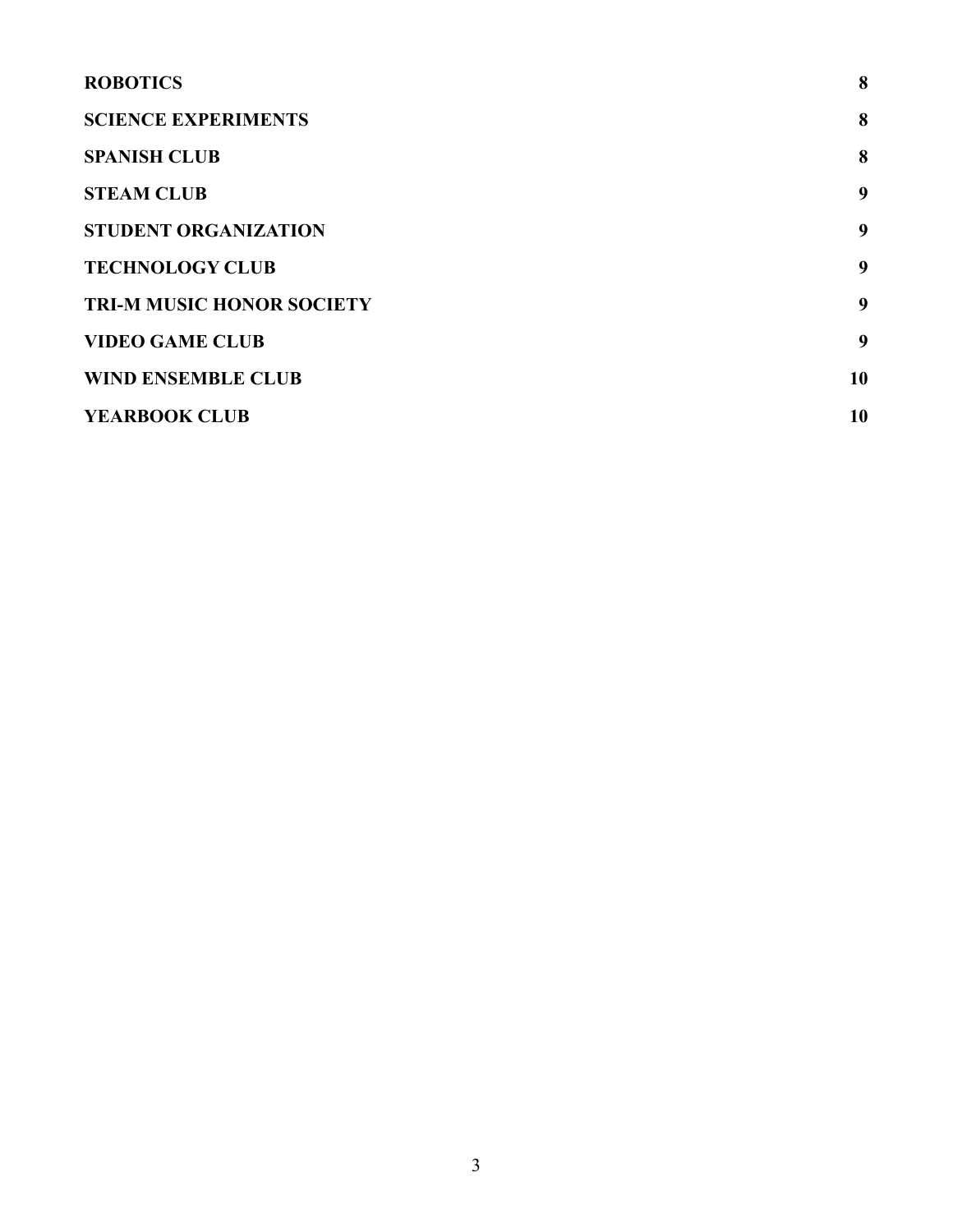| | |
|---|---|
| **ROBOTICS** | **8** |
| **SCIENCE EXPERIMENTS** | **8** |
| **SPANISH CLUB** | **8** |
| **STEAM CLUB** | **9** |
| **STUDENT ORGANIZATION** | **9** |
| **TECHNOLOGY CLUB** | **9** |
| **TRI-M MUSIC HONOR SOCIETY** | **9** |
| **VIDEO GAME CLUB** | **9** |
| **WIND ENSEMBLE CLUB** | **10** |
| **YEARBOOK CLUB** | **10** |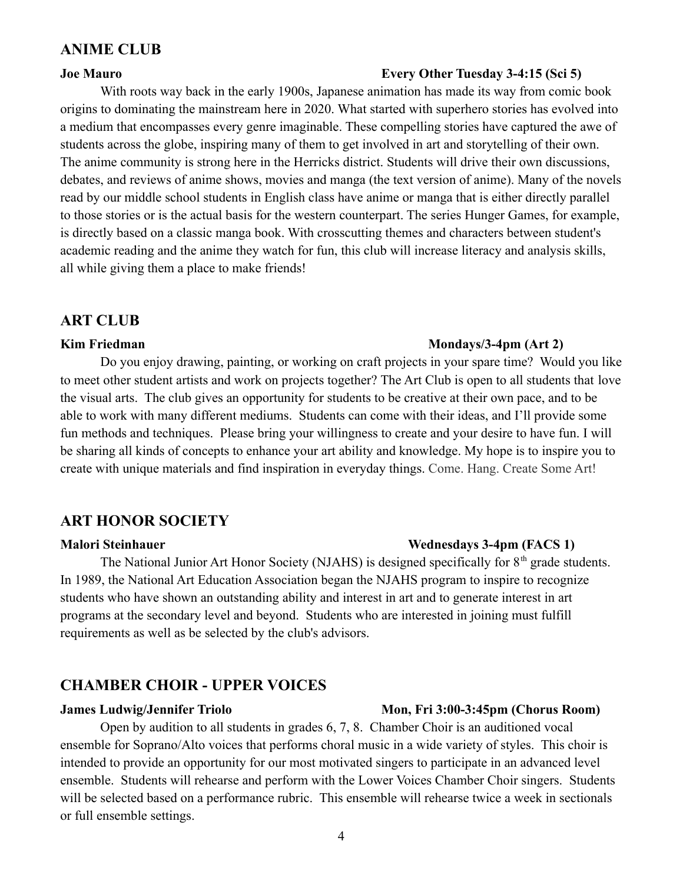## ANIME CLUB

**Joe Mauro** **Every Other Tuesday 3-4:15 (Sci 5)**

With roots way back in the early 1900s, Japanese animation has made its way from comic book origins to dominating the mainstream here in 2020. What started with superhero stories has evolved into a medium that encompasses every genre imaginable. These compelling stories have captured the awe of students across the globe, inspiring many of them to get involved in art and storytelling of their own. The anime community is strong here in the Herricks district. Students will drive their own discussions, debates, and reviews of anime shows, movies and manga (the text version of anime). Many of the novels read by our middle school students in English class have anime or manga that is either directly parallel to those stories or is the actual basis for the western counterpart. The series Hunger Games, for example, is directly based on a classic manga book. With crosscutting themes and characters between student's academic reading and the anime they watch for fun, this club will increase literacy and analysis skills, all while giving them a place to make friends!

## ART CLUB

**Kim Friedman** **Mondays/3-4pm (Art 2)**

Do you enjoy drawing, painting, or working on craft projects in your spare time? Would you like to meet other student artists and work on projects together? The Art Club is open to all students that love the visual arts. The club gives an opportunity for students to be creative at their own pace, and to be able to work with many different mediums. Students can come with their ideas, and I'll provide some fun methods and techniques. Please bring your willingness to create and your desire to have fun. I will be sharing all kinds of concepts to enhance your art ability and knowledge. My hope is to inspire you to create with unique materials and find inspiration in everyday things. Come. Hang. Create Some Art!

## ART HONOR SOCIETY

**Malori Steinhauer** **Wednesdays 3-4pm (FACS 1)**

The National Junior Art Honor Society (NJAHS) is designed specifically for 8th grade students. In 1989, the National Art Education Association began the NJAHS program to inspire to recognize students who have shown an outstanding ability and interest in art and to generate interest in art programs at the secondary level and beyond. Students who are interested in joining must fulfill requirements as well as be selected by the club's advisors.

## CHAMBER CHOIR - UPPER VOICES

**James Ludwig/Jennifer Triolo** **Mon, Fri 3:00-3:45pm (Chorus Room)**

Open by audition to all students in grades 6, 7, 8. Chamber Choir is an auditioned vocal ensemble for Soprano/Alto voices that performs choral music in a wide variety of styles. This choir is intended to provide an opportunity for our most motivated singers to participate in an advanced level ensemble. Students will rehearse and perform with the Lower Voices Chamber Choir singers. Students will be selected based on a performance rubric. This ensemble will rehearse twice a week in sectionals or full ensemble settings.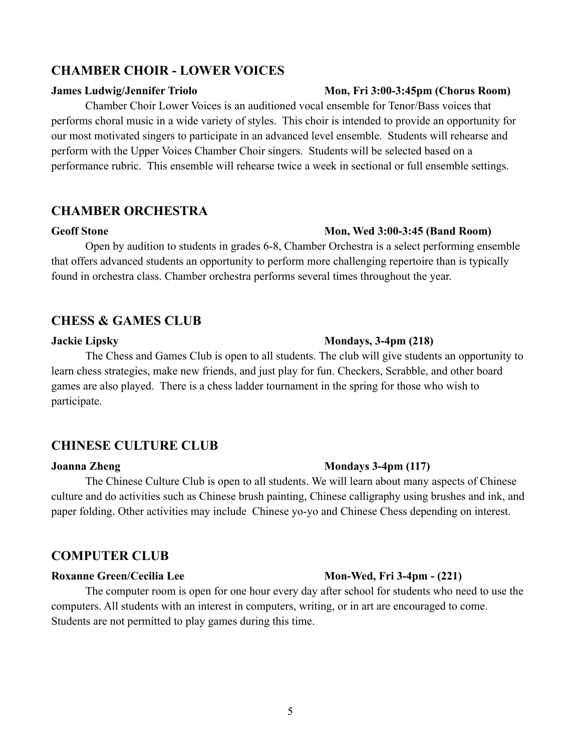## CHAMBER CHOIR - LOWER VOICES

**James Ludwig/Jennifer Triolo** **Mon, Fri 3:00-3:45pm (Chorus Room)**

Chamber Choir Lower Voices is an auditioned vocal ensemble for Tenor/Bass voices that performs choral music in a wide variety of styles. This choir is intended to provide an opportunity for our most motivated singers to participate in an advanced level ensemble. Students will rehearse and perform with the Upper Voices Chamber Choir singers. Students will be selected based on a performance rubric. This ensemble will rehearse twice a week in sectional or full ensemble settings.

## CHAMBER ORCHESTRA

**Geoff Stone** **Mon, Wed 3:00-3:45 (Band Room)**

Open by audition to students in grades 6-8, Chamber Orchestra is a select performing ensemble that offers advanced students an opportunity to perform more challenging repertoire than is typically found in orchestra class. Chamber orchestra performs several times throughout the year.

## CHESS & GAMES CLUB

**Jackie Lipsky** **Mondays, 3-4pm (218)**

The Chess and Games Club is open to all students. The club will give students an opportunity to learn chess strategies, make new friends, and just play for fun. Checkers, Scrabble, and other board games are also played. There is a chess ladder tournament in the spring for those who wish to participate.

## CHINESE CULTURE CLUB

**Joanna Zheng** **Mondays 3-4pm (117)**

The Chinese Culture Club is open to all students. We will learn about many aspects of Chinese culture and do activities such as Chinese brush painting, Chinese calligraphy using brushes and ink, and paper folding. Other activities may include Chinese yo-yo and Chinese Chess depending on interest.

## COMPUTER CLUB

**Roxanne Green/Cecilia Lee** **Mon-Wed, Fri 3-4pm - (221)**

The computer room is open for one hour every day after school for students who need to use the computers. All students with an interest in computers, writing, or in art are encouraged to come. Students are not permitted to play games during this time.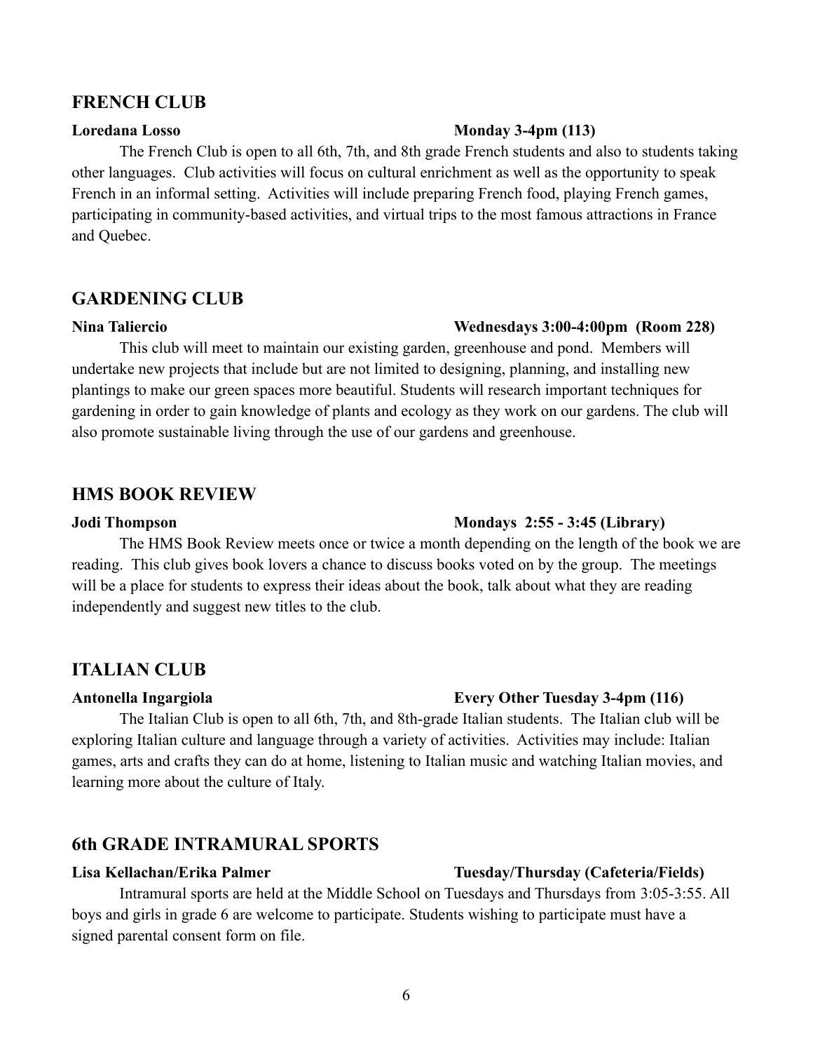## FRENCH CLUB

**Loredana Losso** **Monday 3-4pm (113)**

The French Club is open to all 6th, 7th, and 8th grade French students and also to students taking other languages. Club activities will focus on cultural enrichment as well as the opportunity to speak French in an informal setting. Activities will include preparing French food, playing French games, participating in community-based activities, and virtual trips to the most famous attractions in France and Quebec.

## GARDENING CLUB

**Nina Taliercio** **Wednesdays 3:00-4:00pm (Room 228)**

This club will meet to maintain our existing garden, greenhouse and pond. Members will undertake new projects that include but are not limited to designing, planning, and installing new plantings to make our green spaces more beautiful. Students will research important techniques for gardening in order to gain knowledge of plants and ecology as they work on our gardens. The club will also promote sustainable living through the use of our gardens and greenhouse.

## HMS BOOK REVIEW

**Jodi Thompson** **Mondays 2:55 - 3:45 (Library)**

The HMS Book Review meets once or twice a month depending on the length of the book we are reading. This club gives book lovers a chance to discuss books voted on by the group. The meetings will be a place for students to express their ideas about the book, talk about what they are reading independently and suggest new titles to the club.

## ITALIAN CLUB

**Antonella Ingargiola** **Every Other Tuesday 3-4pm (116)**

The Italian Club is open to all 6th, 7th, and 8th-grade Italian students. The Italian club will be exploring Italian culture and language through a variety of activities. Activities may include: Italian games, arts and crafts they can do at home, listening to Italian music and watching Italian movies, and learning more about the culture of Italy.

## 6th GRADE INTRAMURAL SPORTS

**Lisa Kellachan/Erika Palmer** **Tuesday/Thursday (Cafeteria/Fields)**

Intramural sports are held at the Middle School on Tuesdays and Thursdays from 3:05-3:55. All boys and girls in grade 6 are welcome to participate. Students wishing to participate must have a signed parental consent form on file.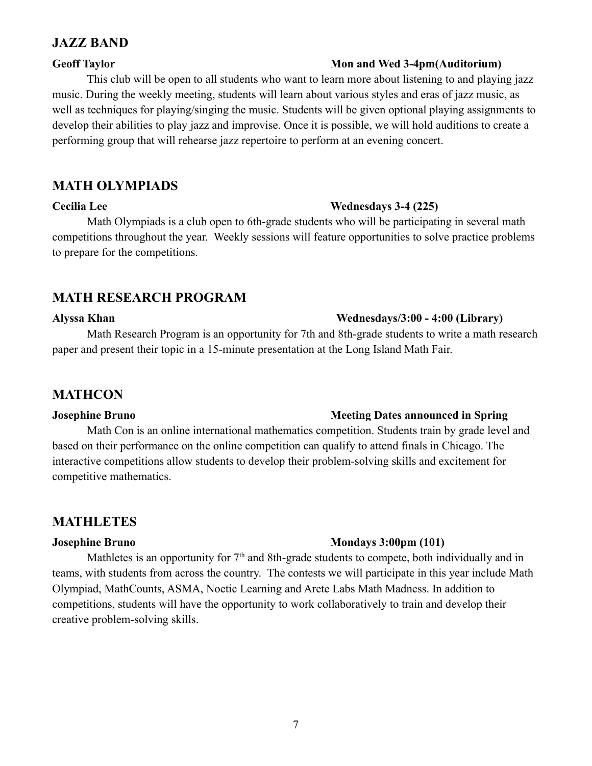## JAZZ BAND

**Geoff Taylor** **Mon and Wed 3-4pm(Auditorium)**

This club will be open to all students who want to learn more about listening to and playing jazz music. During the weekly meeting, students will learn about various styles and eras of jazz music, as well as techniques for playing/singing the music. Students will be given optional playing assignments to develop their abilities to play jazz and improvise. Once it is possible, we will hold auditions to create a performing group that will rehearse jazz repertoire to perform at an evening concert.

## MATH OLYMPIADS

**Cecilia Lee** **Wednesdays 3-4 (225)**

Math Olympiads is a club open to 6th-grade students who will be participating in several math competitions throughout the year. Weekly sessions will feature opportunities to solve practice problems to prepare for the competitions.

## MATH RESEARCH PROGRAM

**Alyssa Khan** **Wednesdays/3:00 - 4:00 (Library)**

Math Research Program is an opportunity for 7th and 8th-grade students to write a math research paper and present their topic in a 15-minute presentation at the Long Island Math Fair.

## MATHCON

**Josephine Bruno** **Meeting Dates announced in Spring**

Math Con is an online international mathematics competition. Students train by grade level and based on their performance on the online competition can qualify to attend finals in Chicago. The interactive competitions allow students to develop their problem-solving skills and excitement for competitive mathematics.

## MATHLETES

**Josephine Bruno** **Mondays 3:00pm (101)**

Mathletes is an opportunity for 7th and 8th-grade students to compete, both individually and in teams, with students from across the country. The contests we will participate in this year include Math Olympiad, MathCounts, ASMA, Noetic Learning and Arete Labs Math Madness. In addition to competitions, students will have the opportunity to work collaboratively to train and develop their creative problem-solving skills.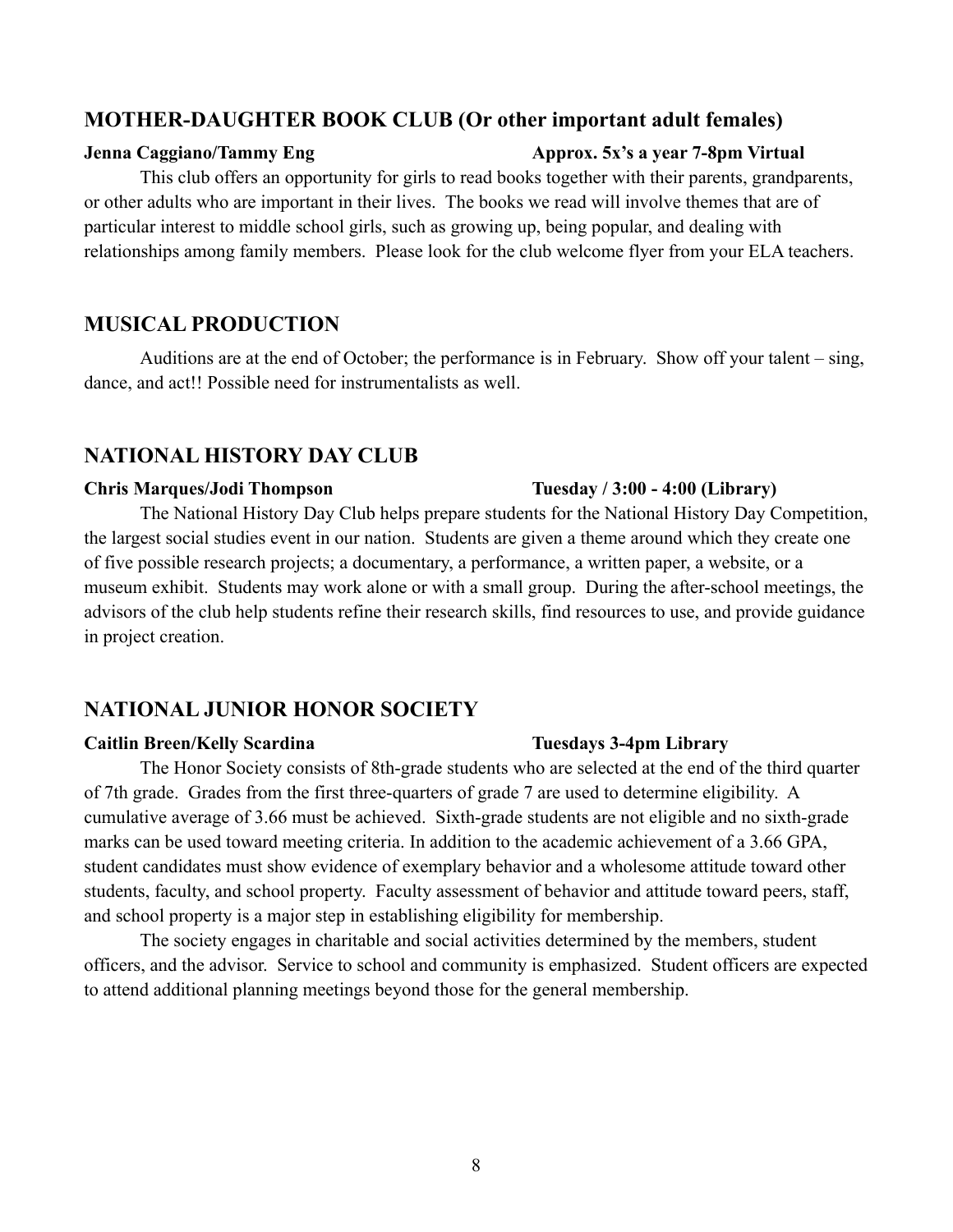## MOTHER-DAUGHTER BOOK CLUB (Or other important adult females)

**Jenna Caggiano/Tammy Eng** **Approx. 5x's a year 7-8pm Virtual**

This club offers an opportunity for girls to read books together with their parents, grandparents, or other adults who are important in their lives. The books we read will involve themes that are of particular interest to middle school girls, such as growing up, being popular, and dealing with relationships among family members. Please look for the club welcome flyer from your ELA teachers.

## MUSICAL PRODUCTION

Auditions are at the end of October; the performance is in February. Show off your talent – sing, dance, and act!! Possible need for instrumentalists as well.

## NATIONAL HISTORY DAY CLUB

**Chris Marques/Jodi Thompson** **Tuesday / 3:00 - 4:00 (Library)**

The National History Day Club helps prepare students for the National History Day Competition, the largest social studies event in our nation. Students are given a theme around which they create one of five possible research projects; a documentary, a performance, a written paper, a website, or a museum exhibit. Students may work alone or with a small group. During the after-school meetings, the advisors of the club help students refine their research skills, find resources to use, and provide guidance in project creation.

## NATIONAL JUNIOR HONOR SOCIETY

**Caitlin Breen/Kelly Scardina** **Tuesdays 3-4pm Library**

The Honor Society consists of 8th-grade students who are selected at the end of the third quarter of 7th grade. Grades from the first three-quarters of grade 7 are used to determine eligibility. A cumulative average of 3.66 must be achieved. Sixth-grade students are not eligible and no sixth-grade marks can be used toward meeting criteria. In addition to the academic achievement of a 3.66 GPA, student candidates must show evidence of exemplary behavior and a wholesome attitude toward other students, faculty, and school property. Faculty assessment of behavior and attitude toward peers, staff, and school property is a major step in establishing eligibility for membership.

The society engages in charitable and social activities determined by the members, student officers, and the advisor. Service to school and community is emphasized. Student officers are expected to attend additional planning meetings beyond those for the general membership.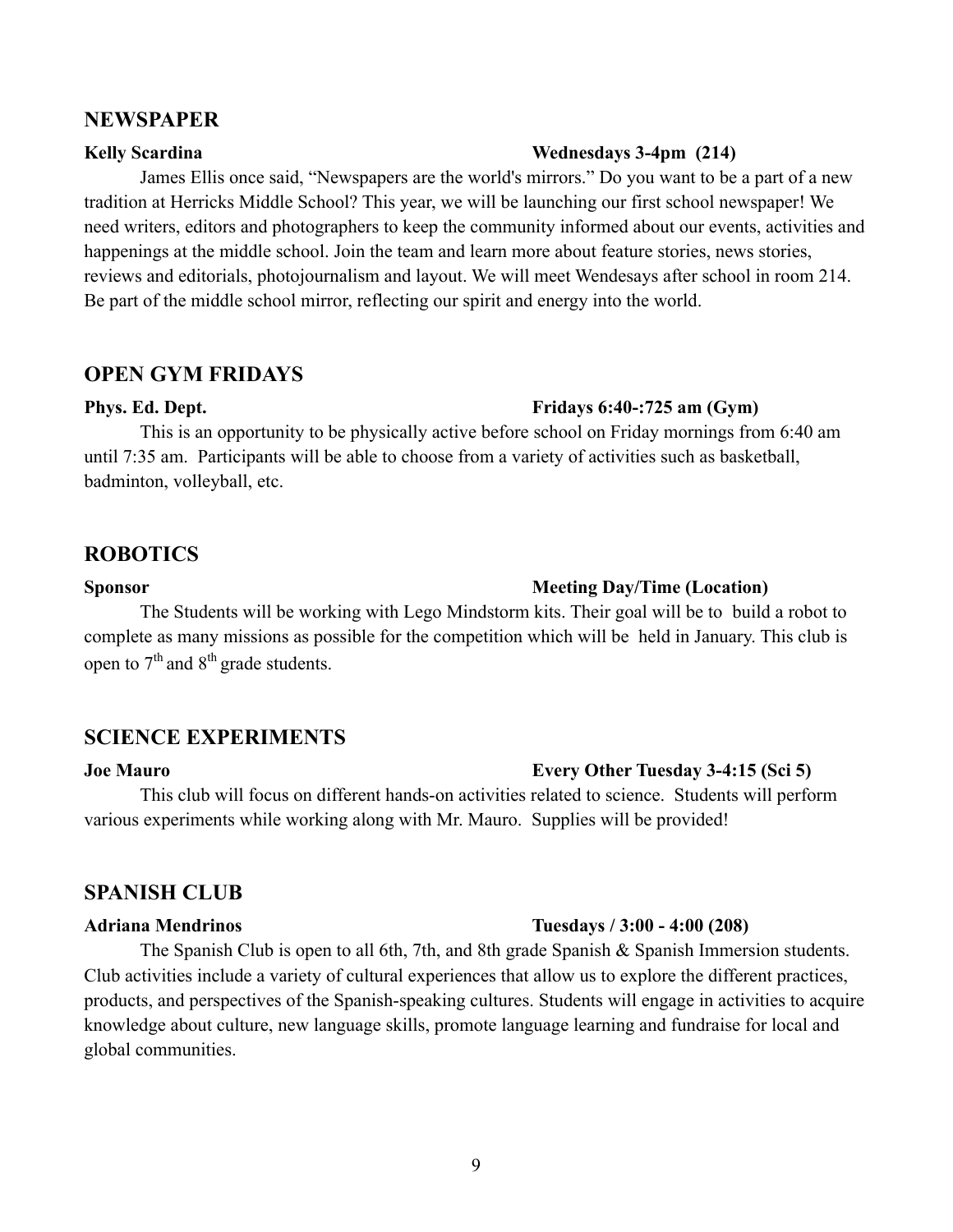## NEWSPAPER

**Kelly Scardina** **Wednesdays 3-4pm (214)**

James Ellis once said, “Newspapers are the world's mirrors.” Do you want to be a part of a new tradition at Herricks Middle School? This year, we will be launching our first school newspaper! We need writers, editors and photographers to keep the community informed about our events, activities and happenings at the middle school. Join the team and learn more about feature stories, news stories, reviews and editorials, photojournalism and layout. We will meet Wendesays after school in room 214. Be part of the middle school mirror, reflecting our spirit and energy into the world.

## OPEN GYM FRIDAYS

**Phys. Ed. Dept.** **Fridays 6:40-:725 am (Gym)**

This is an opportunity to be physically active before school on Friday mornings from 6:40 am until 7:35 am. Participants will be able to choose from a variety of activities such as basketball, badminton, volleyball, etc.

## ROBOTICS

**Sponsor** **Meeting Day/Time (Location)**

The Students will be working with Lego Mindstorm kits. Their goal will be to build a robot to complete as many missions as possible for the competition which will be held in January. This club is open to 7th and 8th grade students.

## SCIENCE EXPERIMENTS

**Joe Mauro** **Every Other Tuesday 3-4:15 (Sci 5)**

This club will focus on different hands-on activities related to science. Students will perform various experiments while working along with Mr. Mauro. Supplies will be provided!

## SPANISH CLUB

**Adriana Mendrinos** **Tuesdays / 3:00 - 4:00 (208)**

The Spanish Club is open to all 6th, 7th, and 8th grade Spanish & Spanish Immersion students. Club activities include a variety of cultural experiences that allow us to explore the different practices, products, and perspectives of the Spanish-speaking cultures. Students will engage in activities to acquire knowledge about culture, new language skills, promote language learning and fundraise for local and global communities.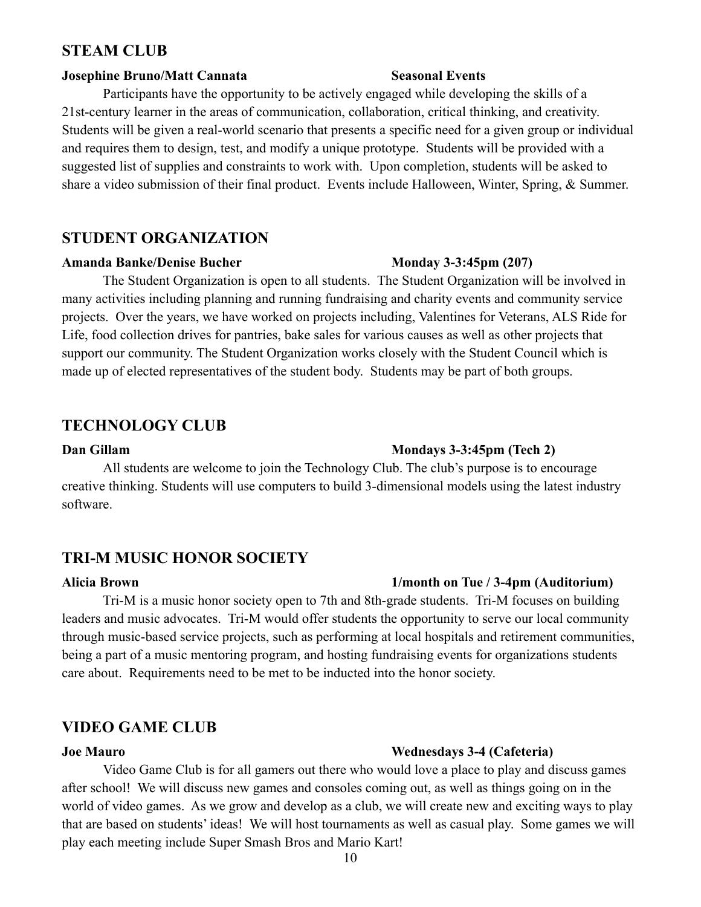## STEAM CLUB

**Josephine Bruno/Matt Cannata** **Seasonal Events**

Participants have the opportunity to be actively engaged while developing the skills of a 21st-century learner in the areas of communication, collaboration, critical thinking, and creativity. Students will be given a real-world scenario that presents a specific need for a given group or individual and requires them to design, test, and modify a unique prototype. Students will be provided with a suggested list of supplies and constraints to work with. Upon completion, students will be asked to share a video submission of their final product. Events include Halloween, Winter, Spring, & Summer.

## STUDENT ORGANIZATION

**Amanda Banke/Denise Bucher** **Monday 3-3:45pm (207)**

The Student Organization is open to all students. The Student Organization will be involved in many activities including planning and running fundraising and charity events and community service projects. Over the years, we have worked on projects including, Valentines for Veterans, ALS Ride for Life, food collection drives for pantries, bake sales for various causes as well as other projects that support our community. The Student Organization works closely with the Student Council which is made up of elected representatives of the student body. Students may be part of both groups.

## TECHNOLOGY CLUB

**Dan Gillam** **Mondays 3-3:45pm (Tech 2)**

All students are welcome to join the Technology Club. The club's purpose is to encourage creative thinking. Students will use computers to build 3-dimensional models using the latest industry software.

## TRI-M MUSIC HONOR SOCIETY

**Alicia Brown** **1/month on Tue / 3-4pm (Auditorium)**

Tri-M is a music honor society open to 7th and 8th-grade students. Tri-M focuses on building leaders and music advocates. Tri-M would offer students the opportunity to serve our local community through music-based service projects, such as performing at local hospitals and retirement communities, being a part of a music mentoring program, and hosting fundraising events for organizations students care about. Requirements need to be met to be inducted into the honor society.

## VIDEO GAME CLUB

**Joe Mauro** **Wednesdays 3-4 (Cafeteria)**

Video Game Club is for all gamers out there who would love a place to play and discuss games after school! We will discuss new games and consoles coming out, as well as things going on in the world of video games. As we grow and develop as a club, we will create new and exciting ways to play that are based on students' ideas! We will host tournaments as well as casual play. Some games we will play each meeting include Super Smash Bros and Mario Kart!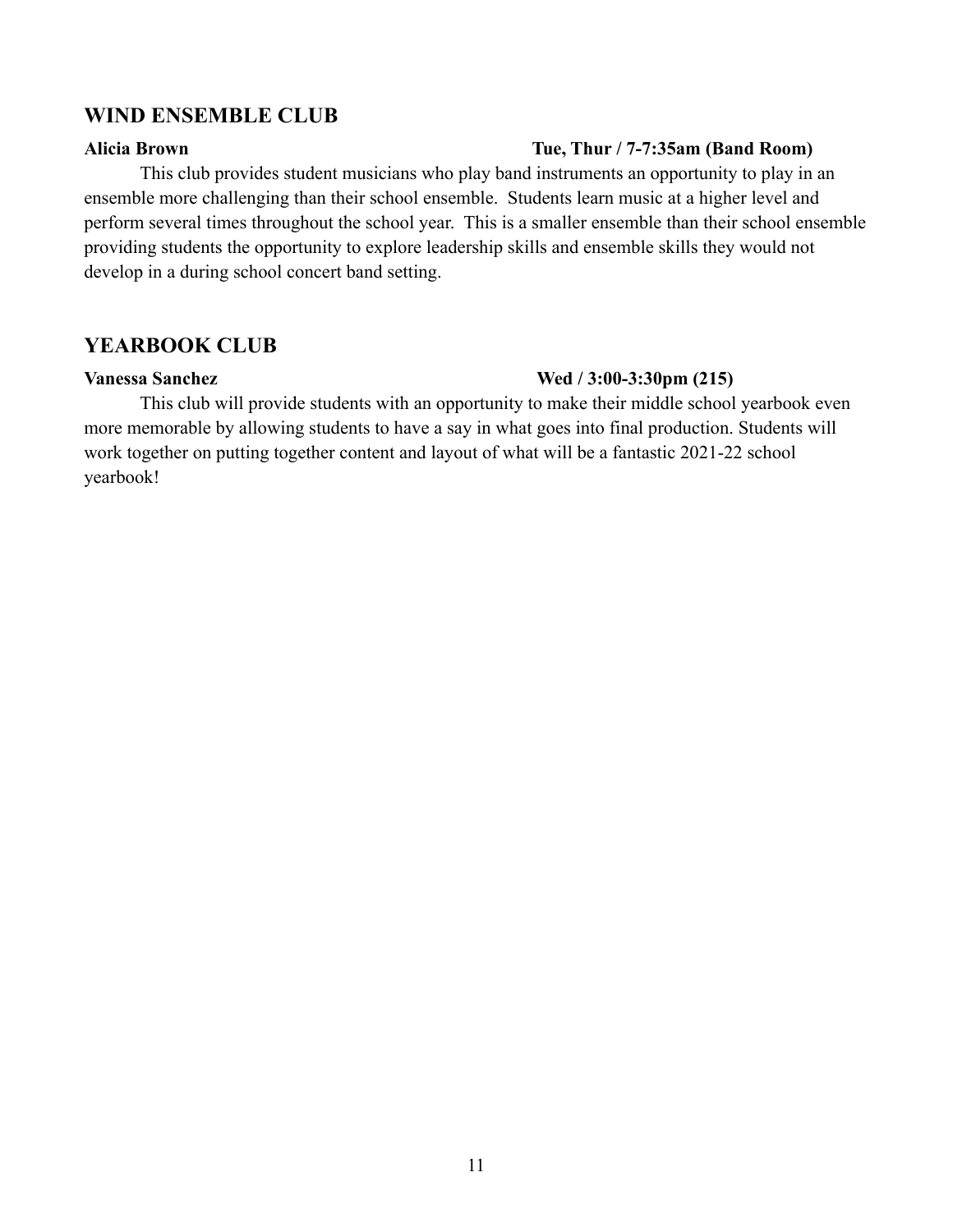## WIND ENSEMBLE CLUB

**Alicia Brown** **Tue, Thur / 7-7:35am (Band Room)**

This club provides student musicians who play band instruments an opportunity to play in an ensemble more challenging than their school ensemble. Students learn music at a higher level and perform several times throughout the school year. This is a smaller ensemble than their school ensemble providing students the opportunity to explore leadership skills and ensemble skills they would not develop in a during school concert band setting.

## YEARBOOK CLUB

**Vanessa Sanchez** **Wed / 3:00-3:30pm (215)**

This club will provide students with an opportunity to make their middle school yearbook even more memorable by allowing students to have a say in what goes into final production. Students will work together on putting together content and layout of what will be a fantastic 2021-22 school yearbook!